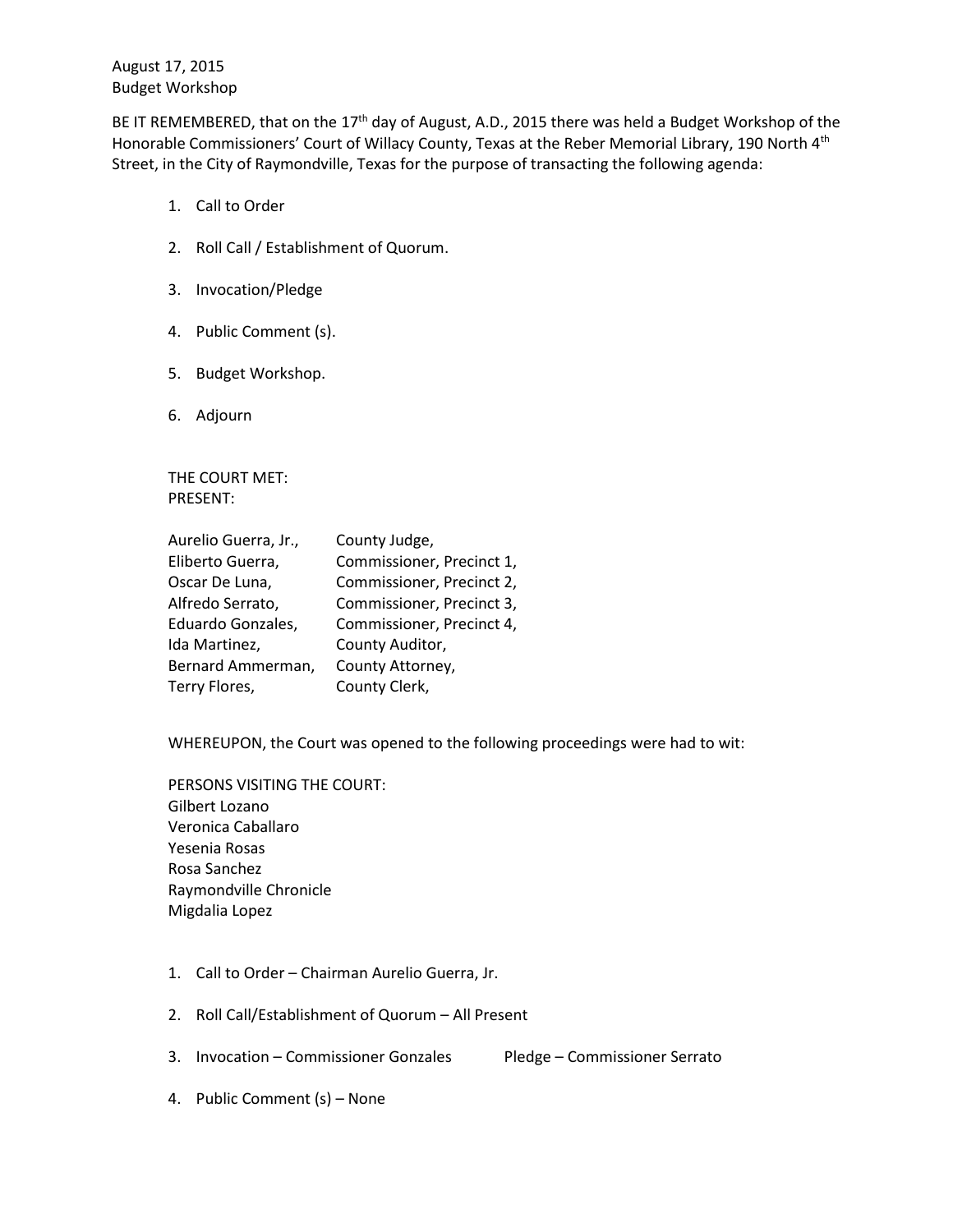August 17, 2015
Budget Workshop

BE IT REMEMBERED, that on the 17th day of August, A.D., 2015 there was held a Budget Workshop of the Honorable Commissioners' Court of Willacy County, Texas at the Reber Memorial Library, 190 North 4th Street, in the City of Raymondville, Texas for the purpose of transacting the following agenda:

1. Call to Order
2. Roll Call / Establishment of Quorum.
3. Invocation/Pledge
4. Public Comment (s).
5. Budget Workshop.
6. Adjourn

THE COURT MET:
PRESENT:

| | |
|---|---|
| Aurelio Guerra, Jr., | County Judge, |
| Eliberto Guerra, | Commissioner, Precinct 1, |
| Oscar De Luna, | Commissioner, Precinct 2, |
| Alfredo Serrato, | Commissioner, Precinct 3, |
| Eduardo Gonzales, | Commissioner, Precinct 4, |
| Ida Martinez, | County Auditor, |
| Bernard Ammerman, | County Attorney, |
| Terry Flores, | County Clerk, |

WHEREUPON, the Court was opened to the following proceedings were had to wit:

PERSONS VISITING THE COURT:
Gilbert Lozano
Veronica Caballaro
Yesenia Rosas
Rosa Sanchez
Raymondville Chronicle
Migdalia Lopez

1. Call to Order – Chairman Aurelio Guerra, Jr.
2. Roll Call/Establishment of Quorum – All Present
3. Invocation – Commissioner Gonzales Pledge – Commissioner Serrato
4. Public Comment (s) – None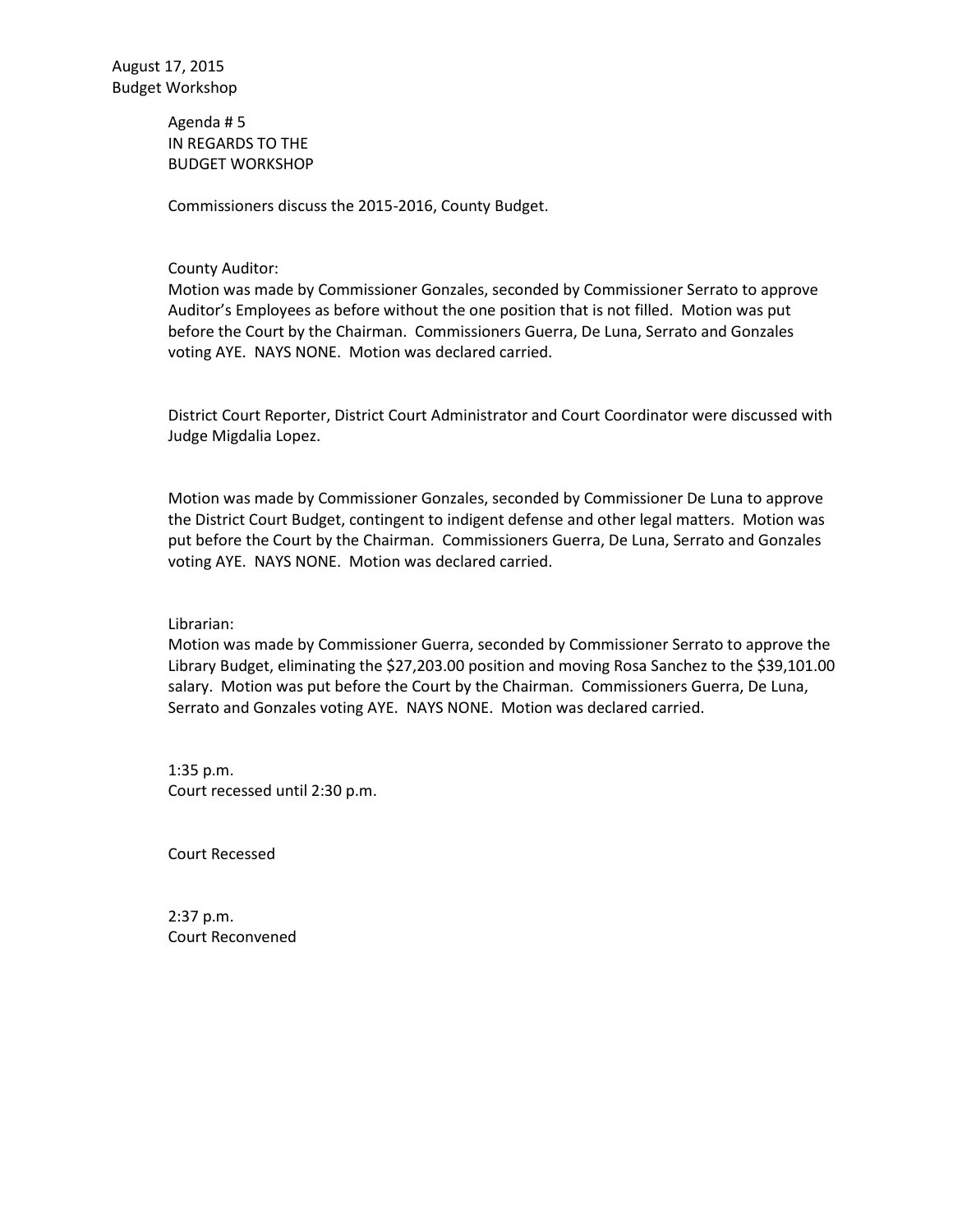August 17, 2015
Budget Workshop

Agenda # 5
IN REGARDS TO THE
BUDGET WORKSHOP

Commissioners discuss the 2015-2016, County Budget.

County Auditor:
Motion was made by Commissioner Gonzales, seconded by Commissioner Serrato to approve Auditor's Employees as before without the one position that is not filled. Motion was put before the Court by the Chairman. Commissioners Guerra, De Luna, Serrato and Gonzales voting AYE. NAYS NONE. Motion was declared carried.

District Court Reporter, District Court Administrator and Court Coordinator were discussed with Judge Migdalia Lopez.

Motion was made by Commissioner Gonzales, seconded by Commissioner De Luna to approve the District Court Budget, contingent to indigent defense and other legal matters. Motion was put before the Court by the Chairman. Commissioners Guerra, De Luna, Serrato and Gonzales voting AYE. NAYS NONE. Motion was declared carried.

Librarian:
Motion was made by Commissioner Guerra, seconded by Commissioner Serrato to approve the Library Budget, eliminating the $27,203.00 position and moving Rosa Sanchez to the $39,101.00 salary. Motion was put before the Court by the Chairman. Commissioners Guerra, De Luna, Serrato and Gonzales voting AYE. NAYS NONE. Motion was declared carried.

1:35 p.m.
Court recessed until 2:30 p.m.

Court Recessed

2:37 p.m.
Court Reconvened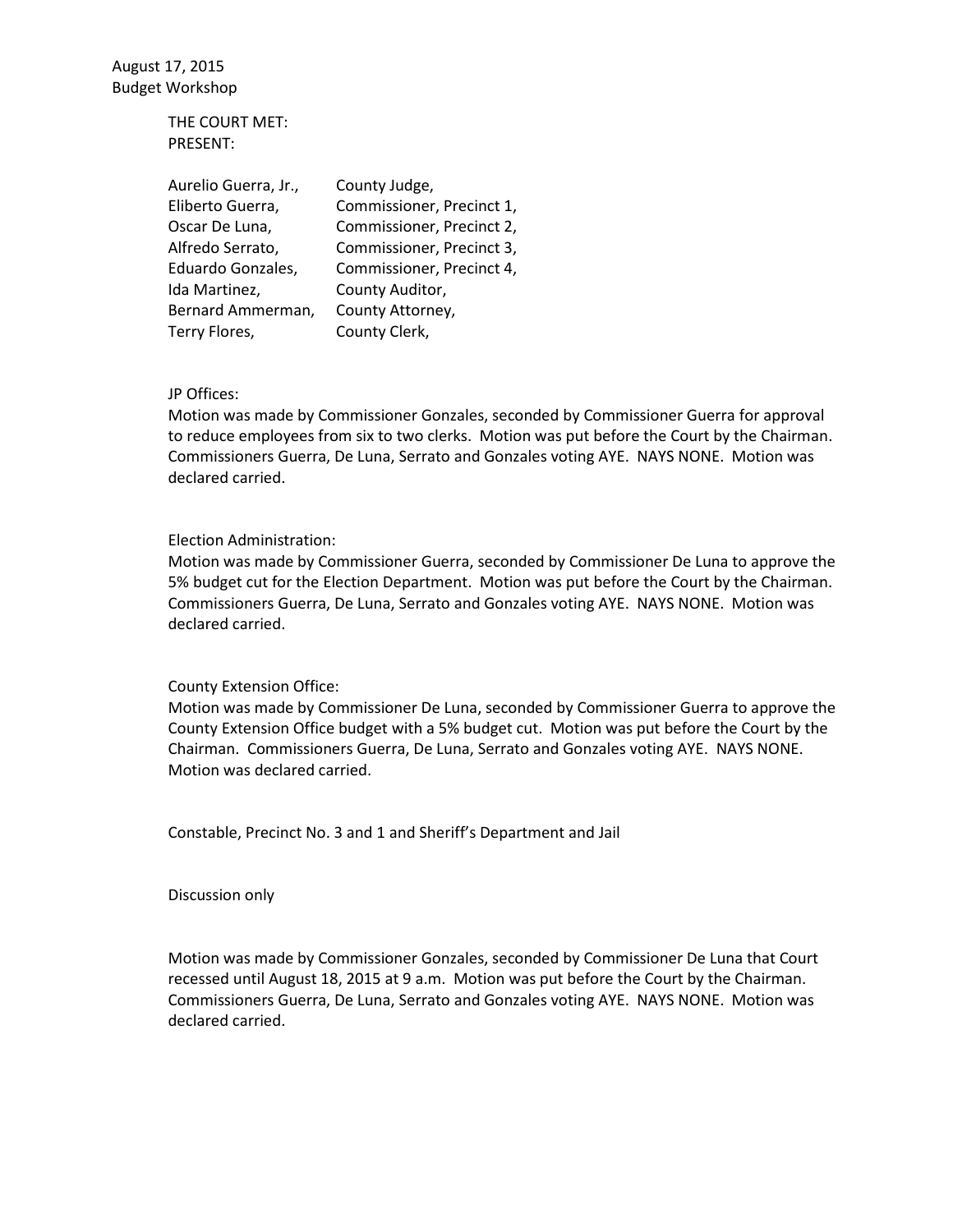August 17, 2015
Budget Workshop

THE COURT MET:
PRESENT:

| | |
|---|---|
| Aurelio Guerra, Jr., | County Judge, |
| Eliberto Guerra, | Commissioner, Precinct 1, |
| Oscar De Luna, | Commissioner, Precinct 2, |
| Alfredo Serrato, | Commissioner, Precinct 3, |
| Eduardo Gonzales, | Commissioner, Precinct 4, |
| Ida Martinez, | County Auditor, |
| Bernard Ammerman, | County Attorney, |
| Terry Flores, | County Clerk, |

JP Offices:
Motion was made by Commissioner Gonzales, seconded by Commissioner Guerra for approval to reduce employees from six to two clerks. Motion was put before the Court by the Chairman. Commissioners Guerra, De Luna, Serrato and Gonzales voting AYE. NAYS NONE. Motion was declared carried.

Election Administration:
Motion was made by Commissioner Guerra, seconded by Commissioner De Luna to approve the 5% budget cut for the Election Department. Motion was put before the Court by the Chairman. Commissioners Guerra, De Luna, Serrato and Gonzales voting AYE. NAYS NONE. Motion was declared carried.

County Extension Office:
Motion was made by Commissioner De Luna, seconded by Commissioner Guerra to approve the County Extension Office budget with a 5% budget cut. Motion was put before the Court by the Chairman. Commissioners Guerra, De Luna, Serrato and Gonzales voting AYE. NAYS NONE. Motion was declared carried.

Constable, Precinct No. 3 and 1 and Sheriff's Department and Jail

Discussion only

Motion was made by Commissioner Gonzales, seconded by Commissioner De Luna that Court recessed until August 18, 2015 at 9 a.m. Motion was put before the Court by the Chairman. Commissioners Guerra, De Luna, Serrato and Gonzales voting AYE. NAYS NONE. Motion was declared carried.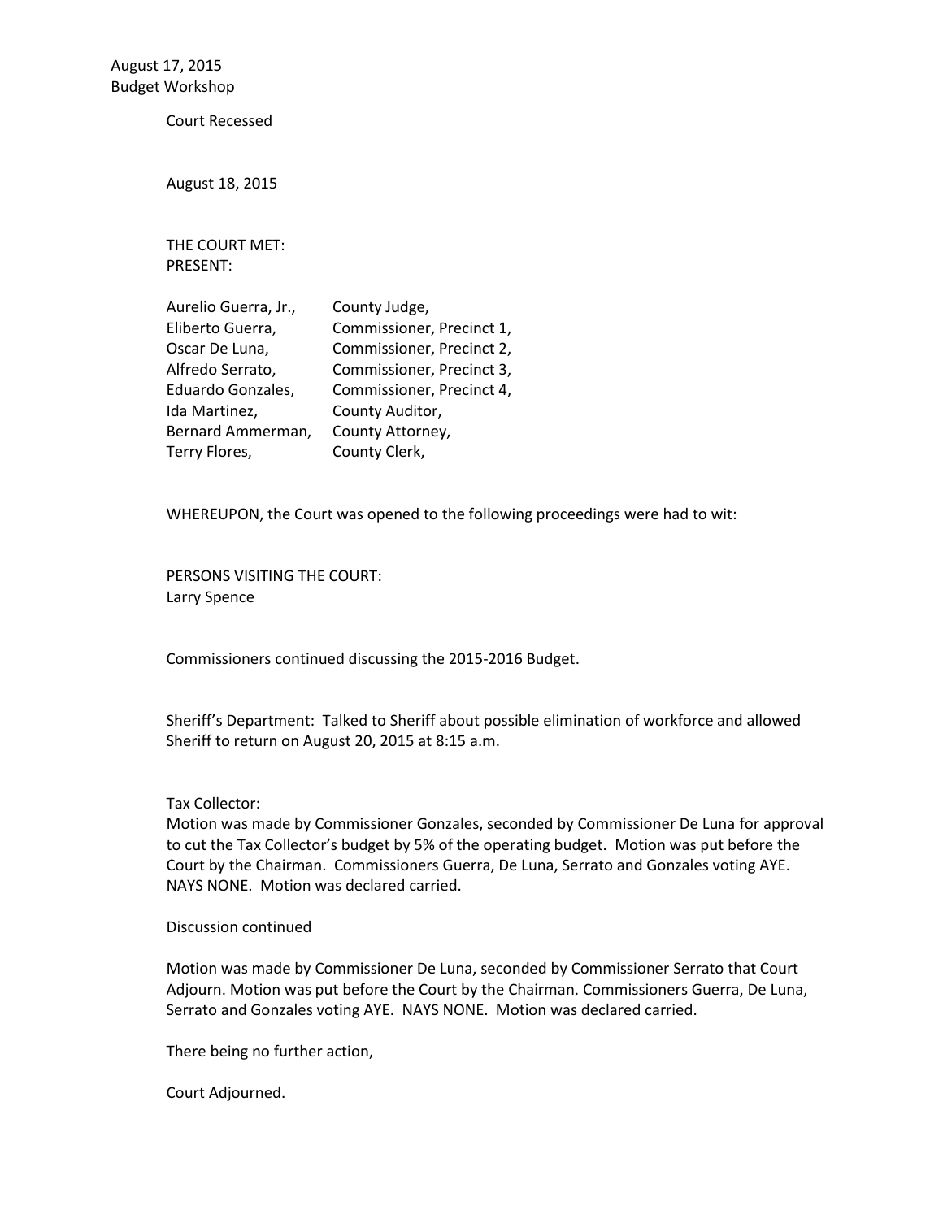August 17, 2015
Budget Workshop

Court Recessed

August 18, 2015

THE COURT MET:
PRESENT:

| | |
|---|---|
| Aurelio Guerra, Jr., | County Judge, |
| Eliberto Guerra, | Commissioner, Precinct 1, |
| Oscar De Luna, | Commissioner, Precinct 2, |
| Alfredo Serrato, | Commissioner, Precinct 3, |
| Eduardo Gonzales, | Commissioner, Precinct 4, |
| Ida Martinez, | County Auditor, |
| Bernard Ammerman, | County Attorney, |
| Terry Flores, | County Clerk, |

WHEREUPON, the Court was opened to the following proceedings were had to wit:

PERSONS VISITING THE COURT:
Larry Spence

Commissioners continued discussing the 2015-2016 Budget.

Sheriff's Department: Talked to Sheriff about possible elimination of workforce and allowed Sheriff to return on August 20, 2015 at 8:15 a.m.

Tax Collector:
Motion was made by Commissioner Gonzales, seconded by Commissioner De Luna for approval to cut the Tax Collector's budget by 5% of the operating budget. Motion was put before the Court by the Chairman. Commissioners Guerra, De Luna, Serrato and Gonzales voting AYE. NAYS NONE. Motion was declared carried.

Discussion continued

Motion was made by Commissioner De Luna, seconded by Commissioner Serrato that Court Adjourn. Motion was put before the Court by the Chairman. Commissioners Guerra, De Luna, Serrato and Gonzales voting AYE. NAYS NONE. Motion was declared carried.

There being no further action,

Court Adjourned.